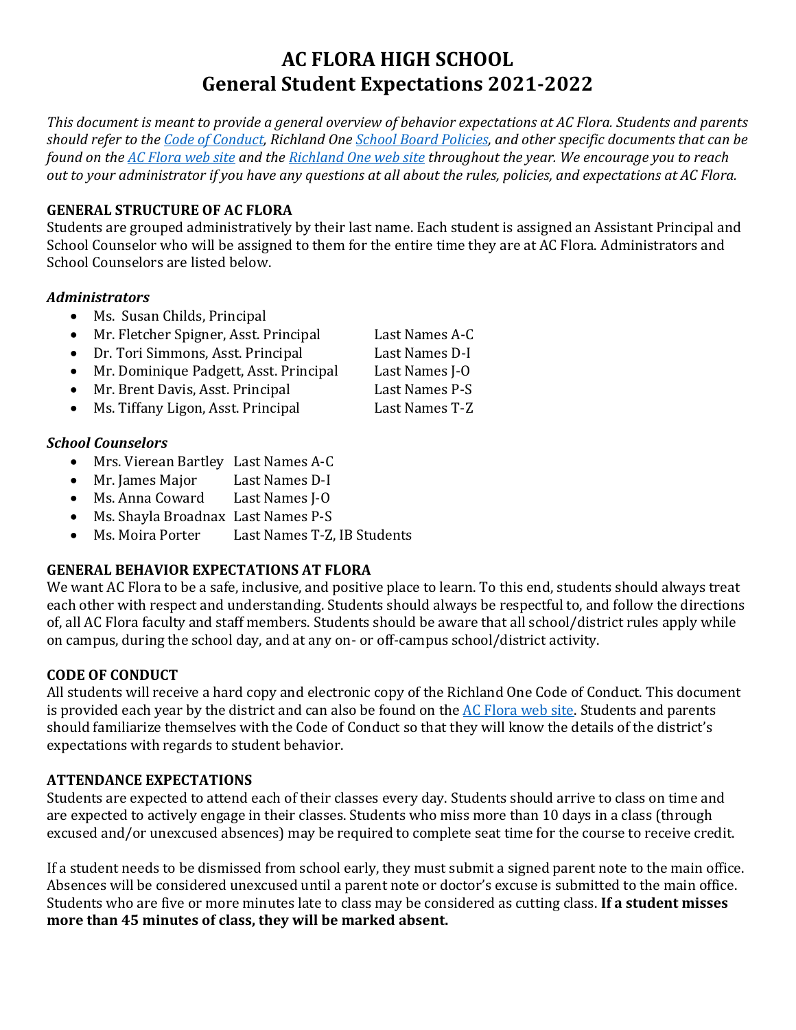# AC FLORA HIGH SCHOOL
# General Student Expectations 2021-2022

*This document is meant to provide a general overview of behavior expectations at AC Flora. Students and parents should refer to the Code of Conduct, Richland One School Board Policies, and other specific documents that can be found on the AC Flora web site and the Richland One web site throughout the year. We encourage you to reach out to your administrator if you have any questions at all about the rules, policies, and expectations at AC Flora.*

### GENERAL STRUCTURE OF AC FLORA

Students are grouped administratively by their last name. Each student is assigned an Assistant Principal and School Counselor who will be assigned to them for the entire time they are at AC Flora. Administrators and School Counselors are listed below.

#### *Administrators*

- Ms. Susan Childs, Principal
- Mr. Fletcher Spigner, Asst. Principal — Last Names A-C
- Dr. Tori Simmons, Asst. Principal — Last Names D-I
- Mr. Dominique Padgett, Asst. Principal — Last Names J-O
- Mr. Brent Davis, Asst. Principal — Last Names P-S
- Ms. Tiffany Ligon, Asst. Principal — Last Names T-Z

#### *School Counselors*

- Mrs. Vierean Bartley — Last Names A-C
- Mr. James Major — Last Names D-I
- Ms. Anna Coward — Last Names J-O
- Ms. Shayla Broadnax — Last Names P-S
- Ms. Moira Porter — Last Names T-Z, IB Students

### GENERAL BEHAVIOR EXPECTATIONS AT FLORA

We want AC Flora to be a safe, inclusive, and positive place to learn. To this end, students should always treat each other with respect and understanding. Students should always be respectful to, and follow the directions of, all AC Flora faculty and staff members. Students should be aware that all school/district rules apply while on campus, during the school day, and at any on- or off-campus school/district activity.

### CODE OF CONDUCT

All students will receive a hard copy and electronic copy of the Richland One Code of Conduct. This document is provided each year by the district and can also be found on the AC Flora web site. Students and parents should familiarize themselves with the Code of Conduct so that they will know the details of the district's expectations with regards to student behavior.

### ATTENDANCE EXPECTATIONS

Students are expected to attend each of their classes every day. Students should arrive to class on time and are expected to actively engage in their classes. Students who miss more than 10 days in a class (through excused and/or unexcused absences) may be required to complete seat time for the course to receive credit.

If a student needs to be dismissed from school early, they must submit a signed parent note to the main office. Absences will be considered unexcused until a parent note or doctor's excuse is submitted to the main office. Students who are five or more minutes late to class may be considered as cutting class. **If a student misses more than 45 minutes of class, they will be marked absent.**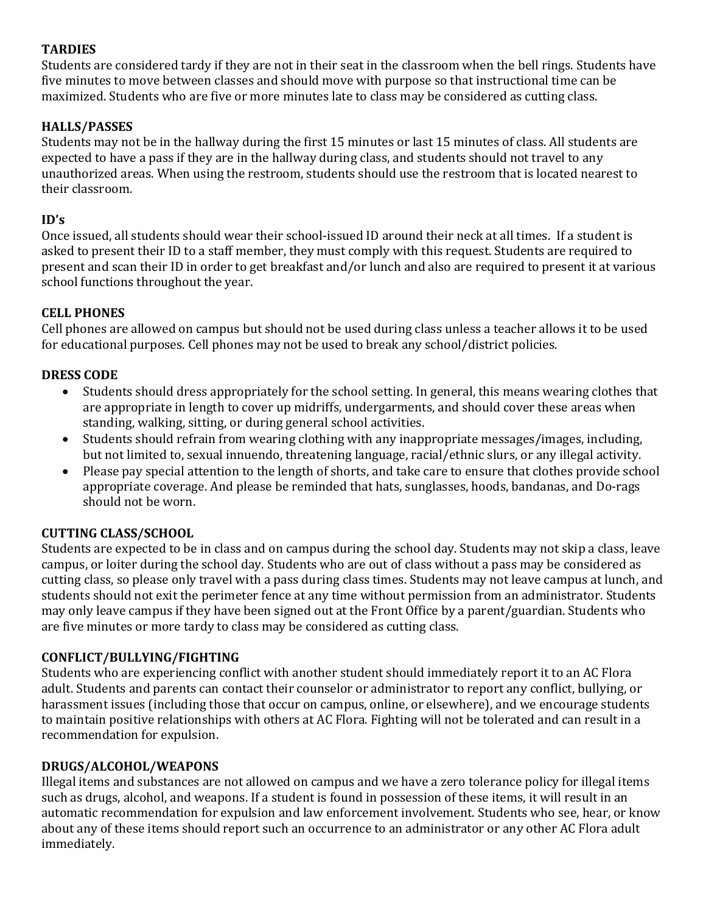**TARDIES**

Students are considered tardy if they are not in their seat in the classroom when the bell rings. Students have five minutes to move between classes and should move with purpose so that instructional time can be maximized. Students who are five or more minutes late to class may be considered as cutting class.

**HALLS/PASSES**

Students may not be in the hallway during the first 15 minutes or last 15 minutes of class. All students are expected to have a pass if they are in the hallway during class, and students should not travel to any unauthorized areas. When using the restroom, students should use the restroom that is located nearest to their classroom.

**ID's**

Once issued, all students should wear their school-issued ID around their neck at all times. If a student is asked to present their ID to a staff member, they must comply with this request. Students are required to present and scan their ID in order to get breakfast and/or lunch and also are required to present it at various school functions throughout the year.

**CELL PHONES**

Cell phones are allowed on campus but should not be used during class unless a teacher allows it to be used for educational purposes. Cell phones may not be used to break any school/district policies.

**DRESS CODE**

- Students should dress appropriately for the school setting. In general, this means wearing clothes that are appropriate in length to cover up midriffs, undergarments, and should cover these areas when standing, walking, sitting, or during general school activities.
- Students should refrain from wearing clothing with any inappropriate messages/images, including, but not limited to, sexual innuendo, threatening language, racial/ethnic slurs, or any illegal activity.
- Please pay special attention to the length of shorts, and take care to ensure that clothes provide school appropriate coverage. And please be reminded that hats, sunglasses, hoods, bandanas, and Do-rags should not be worn.

**CUTTING CLASS/SCHOOL**

Students are expected to be in class and on campus during the school day. Students may not skip a class, leave campus, or loiter during the school day. Students who are out of class without a pass may be considered as cutting class, so please only travel with a pass during class times. Students may not leave campus at lunch, and students should not exit the perimeter fence at any time without permission from an administrator. Students may only leave campus if they have been signed out at the Front Office by a parent/guardian. Students who are five minutes or more tardy to class may be considered as cutting class.

**CONFLICT/BULLYING/FIGHTING**

Students who are experiencing conflict with another student should immediately report it to an AC Flora adult. Students and parents can contact their counselor or administrator to report any conflict, bullying, or harassment issues (including those that occur on campus, online, or elsewhere), and we encourage students to maintain positive relationships with others at AC Flora. Fighting will not be tolerated and can result in a recommendation for expulsion.

**DRUGS/ALCOHOL/WEAPONS**

Illegal items and substances are not allowed on campus and we have a zero tolerance policy for illegal items such as drugs, alcohol, and weapons. If a student is found in possession of these items, it will result in an automatic recommendation for expulsion and law enforcement involvement. Students who see, hear, or know about any of these items should report such an occurrence to an administrator or any other AC Flora adult immediately.